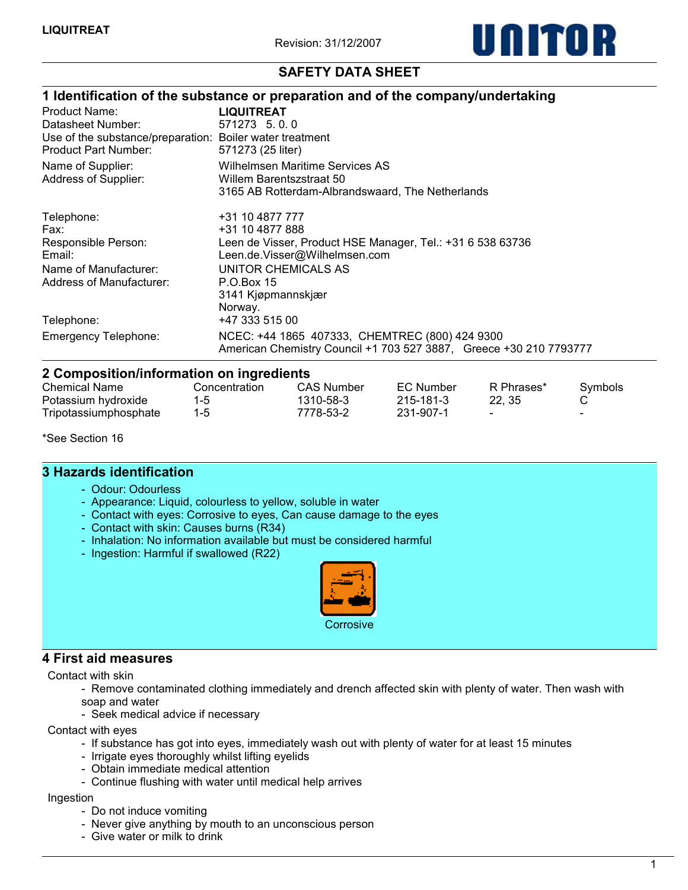**LIQUITREAT**

Revision: 31/12/2007

UNITOR

# SAFETY DATA SHEET

## 1 Identification of the substance or preparation and of the company/undertaking

| | |
|---|---|
| Product Name: | **LIQUITREAT** |
| Datasheet Number: | 571273 5. 0. 0 |
| Use of the substance/preparation: | Boiler water treatment |
| Product Part Number: | 571273 (25 liter) |
| Name of Supplier: | Wilhelmsen Maritime Services AS |
| Address of Supplier: | Willem Barentszstraat 50<br>3165 AB Rotterdam-Albrandswaard, The Netherlands |
| Telephone: | +31 10 4877 777 |
| Fax: | +31 10 4877 888 |
| Responsible Person: | Leen de Visser, Product HSE Manager, Tel.: +31 6 538 63736 |
| Email: | Leen.de.Visser@Wilhelmsen.com |
| Name of Manufacturer: | UNITOR CHEMICALS AS |
| Address of Manufacturer: | P.O.Box 15<br>3141 Kjøpmannskjær<br>Norway. |
| Telephone: | +47 333 515 00 |
| Emergency Telephone: | NCEC: +44 1865 407333, CHEMTREC (800) 424 9300<br>American Chemistry Council +1 703 527 3887, Greece +30 210 7793777 |

## 2 Composition/information on ingredients

| Chemical Name | Concentration | CAS Number | EC Number | R Phrases* | Symbols |
|---|---|---|---|---|---|
| Potassium hydroxide | 1-5 | 1310-58-3 | 215-181-3 | 22, 35 | C |
| Tripotassiumphosphate | 1-5 | 7778-53-2 | 231-907-1 | - | - |

*See Section 16

## 3 Hazards identification

- Odour: Odourless
- Appearance: Liquid, colourless to yellow, soluble in water
- Contact with eyes: Corrosive to eyes, Can cause damage to the eyes
- Contact with skin: Causes burns (R34)
- Inhalation: No information available but must be considered harmful
- Ingestion: Harmful if swallowed (R22)

Corrosive

## 4 First aid measures

Contact with skin

- Remove contaminated clothing immediately and drench affected skin with plenty of water. Then wash with soap and water
- Seek medical advice if necessary

Contact with eyes

- If substance has got into eyes, immediately wash out with plenty of water for at least 15 minutes
- Irrigate eyes thoroughly whilst lifting eyelids
- Obtain immediate medical attention
- Continue flushing with water until medical help arrives

Ingestion

- Do not induce vomiting
- Never give anything by mouth to an unconscious person
- Give water or milk to drink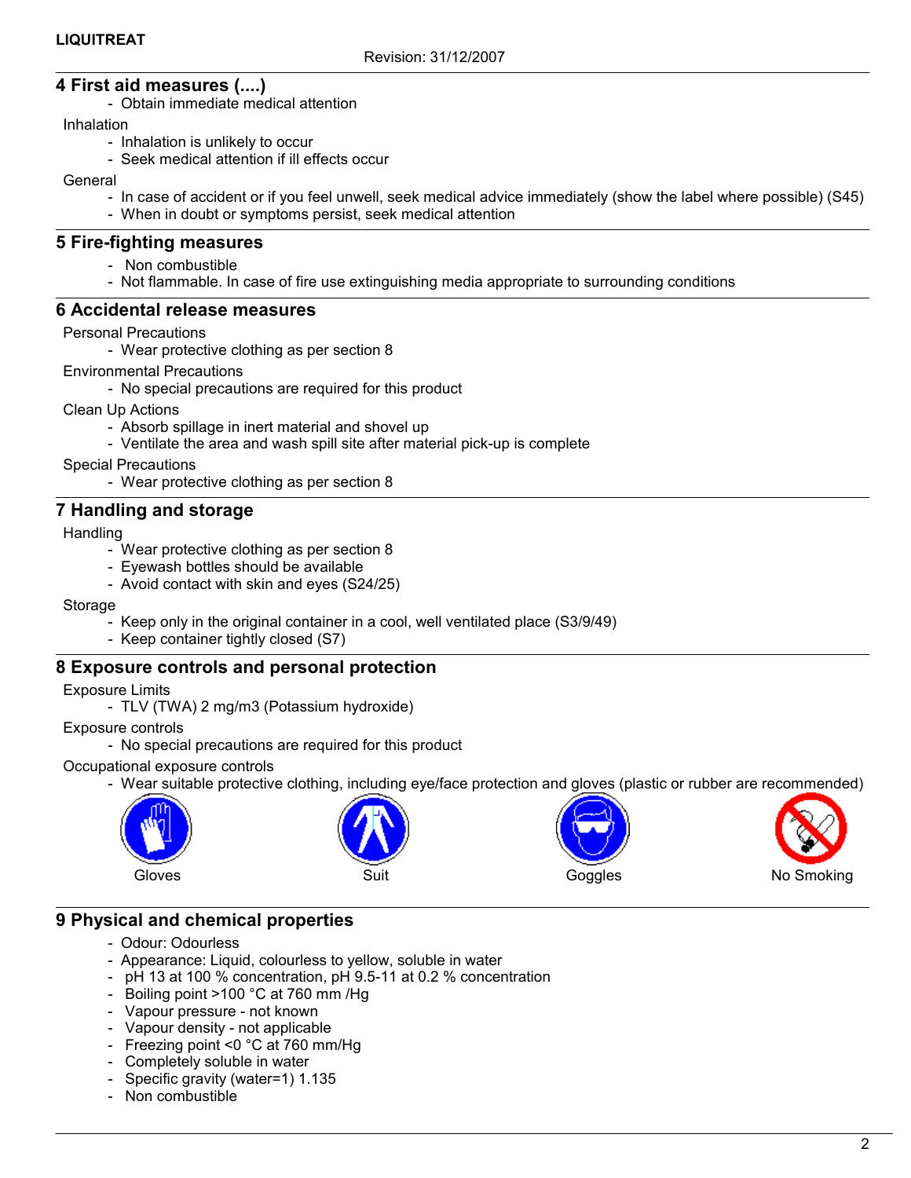## 4 First aid measures (....)

- Obtain immediate medical attention

Inhalation

- Inhalation is unlikely to occur
- Seek medical attention if ill effects occur

General

- In case of accident or if you feel unwell, seek medical advice immediately (show the label where possible) (S45)
- When in doubt or symptoms persist, seek medical attention

## 5 Fire-fighting measures

- Non combustible
- Not flammable. In case of fire use extinguishing media appropriate to surrounding conditions

## 6 Accidental release measures

Personal Precautions

- Wear protective clothing as per section 8

Environmental Precautions

- No special precautions are required for this product

Clean Up Actions

- Absorb spillage in inert material and shovel up
- Ventilate the area and wash spill site after material pick-up is complete

Special Precautions

- Wear protective clothing as per section 8

## 7 Handling and storage

Handling

- Wear protective clothing as per section 8
- Eyewash bottles should be available
- Avoid contact with skin and eyes (S24/25)

Storage

- Keep only in the original container in a cool, well ventilated place (S3/9/49)
- Keep container tightly closed (S7)

## 8 Exposure controls and personal protection

Exposure Limits

- TLV (TWA) 2 mg/m3 (Potassium hydroxide)

Exposure controls

- No special precautions are required for this product

Occupational exposure controls

- Wear suitable protective clothing, including eye/face protection and gloves (plastic or rubber are recommended)

Gloves Suit Goggles No Smoking

## 9 Physical and chemical properties

- Odour: Odourless
- Appearance: Liquid, colourless to yellow, soluble in water
- pH 13 at 100 % concentration, pH 9.5-11 at 0.2 % concentration
- Boiling point >100 °C at 760 mm /Hg
- Vapour pressure - not known
- Vapour density - not applicable
- Freezing point <0 °C at 760 mm/Hg
- Completely soluble in water
- Specific gravity (water=1) 1.135
- Non combustible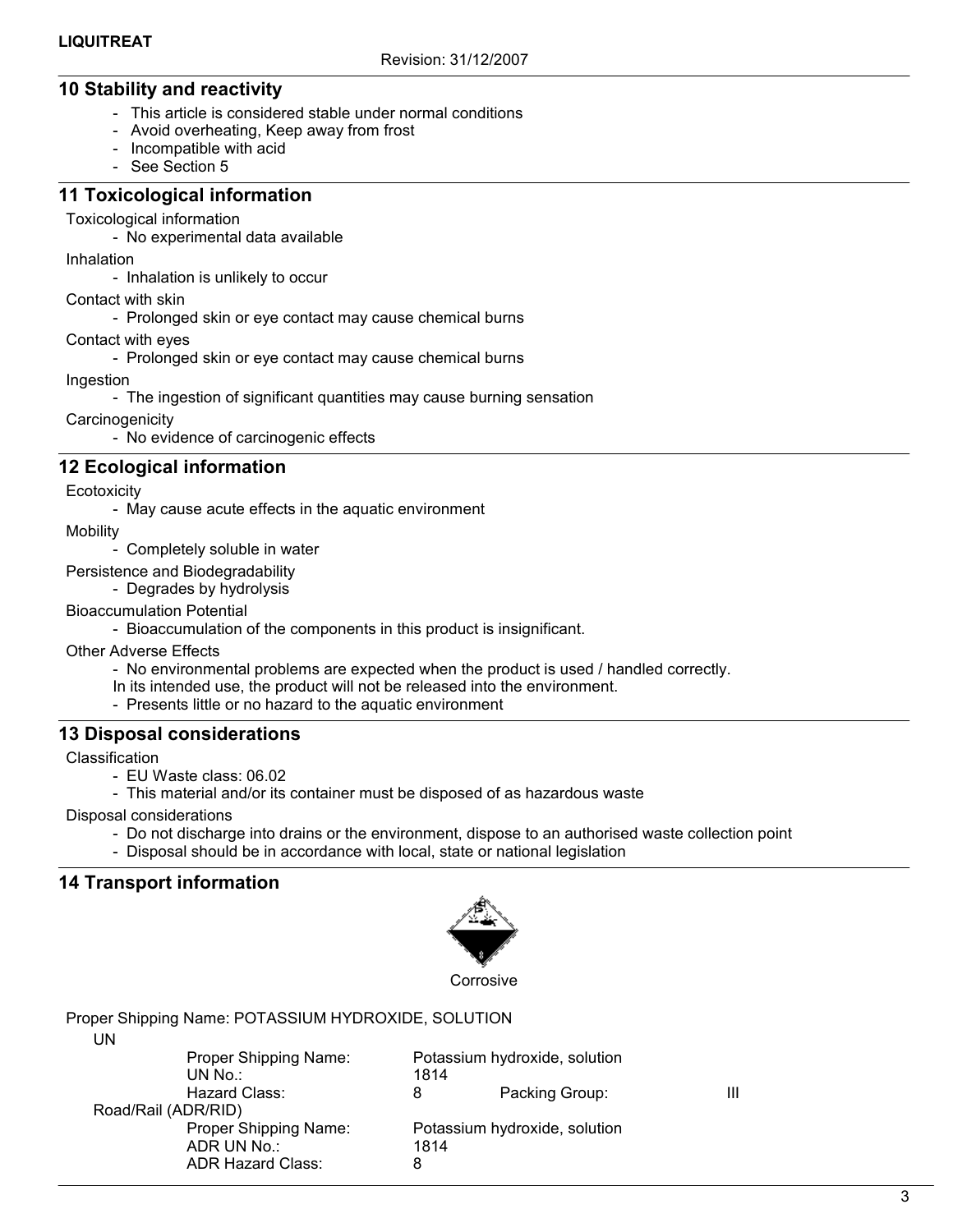## 10 Stability and reactivity

- This article is considered stable under normal conditions
- Avoid overheating, Keep away from frost
- Incompatible with acid
- See Section 5

## 11 Toxicological information

Toxicological information

- No experimental data available

Inhalation

- Inhalation is unlikely to occur

Contact with skin

- Prolonged skin or eye contact may cause chemical burns

Contact with eyes

- Prolonged skin or eye contact may cause chemical burns

Ingestion

- The ingestion of significant quantities may cause burning sensation

Carcinogenicity

- No evidence of carcinogenic effects

## 12 Ecological information

Ecotoxicity

- May cause acute effects in the aquatic environment

Mobility

- Completely soluble in water

Persistence and Biodegradability

- Degrades by hydrolysis

Bioaccumulation Potential

- Bioaccumulation of the components in this product is insignificant.

Other Adverse Effects

- No environmental problems are expected when the product is used / handled correctly.
  In its intended use, the product will not be released into the environment.
- Presents little or no hazard to the aquatic environment

## 13 Disposal considerations

Classification

- EU Waste class: 06.02
- This material and/or its container must be disposed of as hazardous waste

Disposal considerations

- Do not discharge into drains or the environment, dispose to an authorised waste collection point
- Disposal should be in accordance with local, state or national legislation

## 14 Transport information

Corrosive

Proper Shipping Name: POTASSIUM HYDROXIDE, SOLUTION

UN

| | | | |
|---|---|---|---|
| Proper Shipping Name: | Potassium hydroxide, solution | | |
| UN No.: | 1814 | | |
| Hazard Class: | 8 | Packing Group: | III |

Road/Rail (ADR/RID)

| | |
|---|---|
| Proper Shipping Name: | Potassium hydroxide, solution |
| ADR UN No.: | 1814 |
| ADR Hazard Class: | 8 |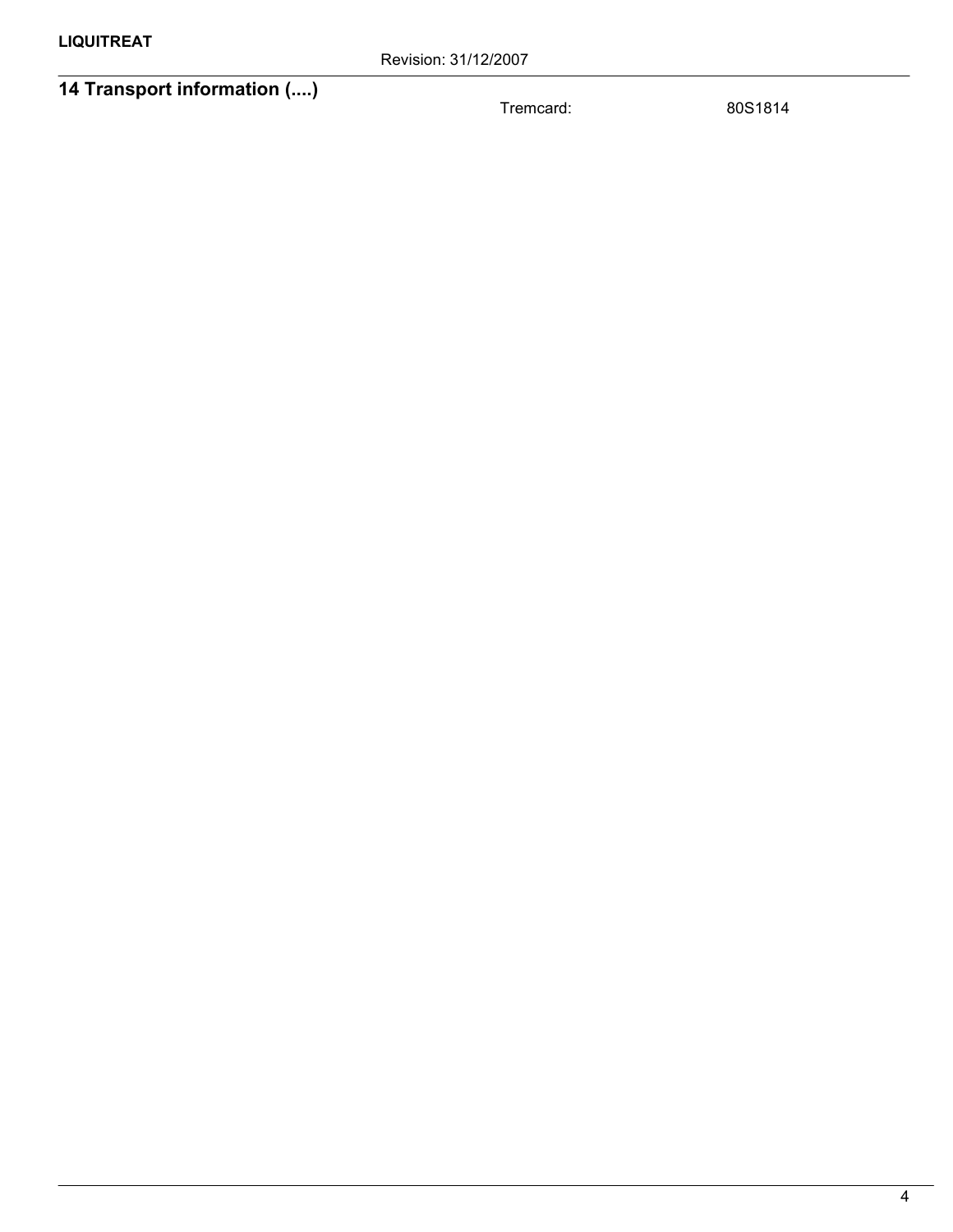## 14 Transport information (....)

| | |
|---|---|
| Tremcard: | 80S1814 |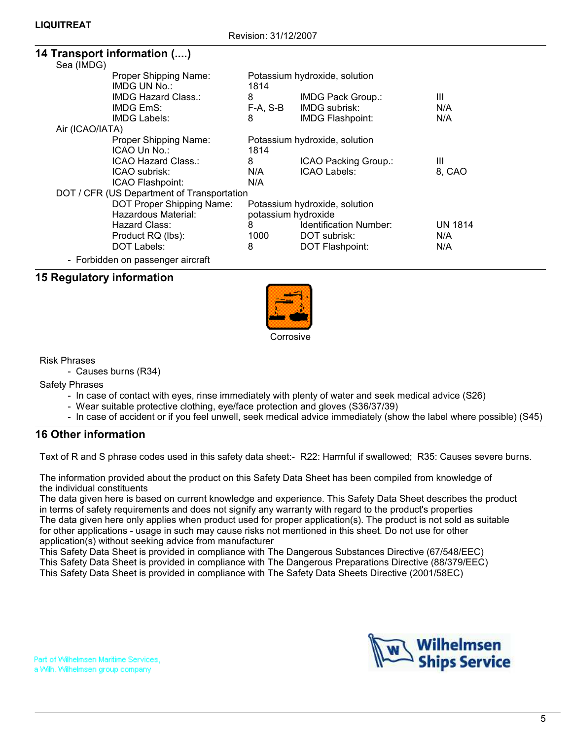## 14 Transport information (....)

Sea (IMDG)

| | | | |
|---|---|---|---|
| Proper Shipping Name: | Potassium hydroxide, solution | | |
| IMDG UN No.: | 1814 | | |
| IMDG Hazard Class.: | 8 | IMDG Pack Group.: | III |
| IMDG EmS: | F-A, S-B | IMDG subrisk: | N/A |
| IMDG Labels: | 8 | IMDG Flashpoint: | N/A |

Air (ICAO/IATA)

| | | | |
|---|---|---|---|
| Proper Shipping Name: | Potassium hydroxide, solution | | |
| ICAO Un No.: | 1814 | | |
| ICAO Hazard Class.: | 8 | ICAO Packing Group.: | III |
| ICAO subrisk: | N/A | ICAO Labels: | 8, CAO |
| ICAO Flashpoint: | N/A | | |

DOT / CFR (US Department of Transportation

| | | | |
|---|---|---|---|
| DOT Proper Shipping Name: | Potassium hydroxide, solution | | |
| Hazardous Material: | potassium hydroxide | | |
| Hazard Class: | 8 | Identification Number: | UN 1814 |
| Product RQ (lbs): | 1000 | DOT subrisk: | N/A |
| DOT Labels: | 8 | DOT Flashpoint: | N/A |

- Forbidden on passenger aircraft

## 15 Regulatory information

Corrosive

Risk Phrases

- Causes burns (R34)

Safety Phrases

- In case of contact with eyes, rinse immediately with plenty of water and seek medical advice (S26)
- Wear suitable protective clothing, eye/face protection and gloves (S36/37/39)
- In case of accident or if you feel unwell, seek medical advice immediately (show the label where possible) (S45)

## 16 Other information

Text of R and S phrase codes used in this safety data sheet:- R22: Harmful if swallowed; R35: Causes severe burns.

The information provided about the product on this Safety Data Sheet has been compiled from knowledge of the individual constituents

The data given here is based on current knowledge and experience. This Safety Data Sheet describes the product in terms of safety requirements and does not signify any warranty with regard to the product's properties

The data given here only applies when product used for proper application(s). The product is not sold as suitable for other applications - usage in such may cause risks not mentioned in this sheet. Do not use for other application(s) without seeking advice from manufacturer

This Safety Data Sheet is provided in compliance with The Dangerous Substances Directive (67/548/EEC)

This Safety Data Sheet is provided in compliance with The Dangerous Preparations Directive (88/379/EEC)

This Safety Data Sheet is provided in compliance with The Safety Data Sheets Directive (2001/58EC)

Part of Wilhelmsen Maritime Services,
a Wilh. Wilhelmsen group company

Wilhelmsen Ships Service